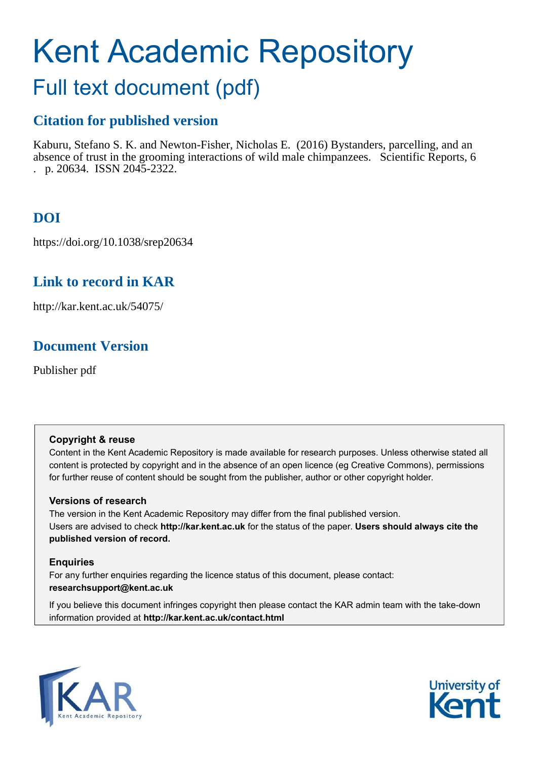# Kent Academic Repository

## Full text document (pdf)

### Citation for published version

Kaburu, Stefano S. K. and Newton-Fisher, Nicholas E. (2016) Bystanders, parcelling, and an absence of trust in the grooming interactions of wild male chimpanzees. Scientific Reports, 6 . p. 20634. ISSN 2045-2322.

### DOI

https://doi.org/10.1038/srep20634

### Link to record in KAR

http://kar.kent.ac.uk/54075/

### Document Version

Publisher pdf

**Copyright & reuse**

Content in the Kent Academic Repository is made available for research purposes. Unless otherwise stated all content is protected by copyright and in the absence of an open licence (eg Creative Commons), permissions for further reuse of content should be sought from the publisher, author or other copyright holder.

**Versions of research**

The version in the Kent Academic Repository may differ from the final published version. Users are advised to check **http://kar.kent.ac.uk** for the status of the paper. **Users should always cite the published version of record.**

**Enquiries**

For any further enquiries regarding the licence status of this document, please contact: **researchsupport@kent.ac.uk**

If you believe this document infringes copyright then please contact the KAR admin team with the take-down information provided at **http://kar.kent.ac.uk/contact.html**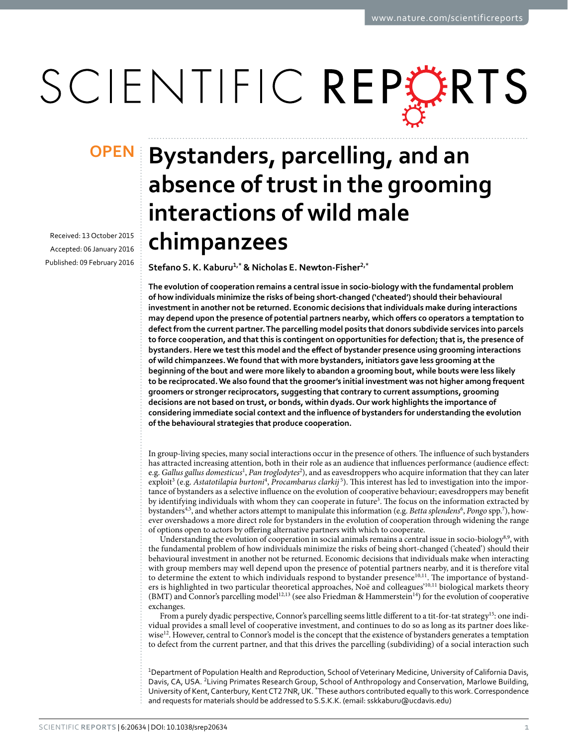OPEN

# Bystanders, parcelling, and an absence of trust in the grooming interactions of wild male chimpanzees

Received: 13 October 2015
Accepted: 06 January 2016
Published: 09 February 2016

**Stefano S. K. Kaburu[1,*] & Nicholas E. Newton-Fisher[2,*]**

**The evolution of cooperation remains a central issue in socio-biology with the fundamental problem of how individuals minimize the risks of being short-changed ('cheated') should their behavioural investment in another not be returned. Economic decisions that individuals make during interactions may depend upon the presence of potential partners nearby, which offers co operators a temptation to defect from the current partner. The parcelling model posits that donors subdivide services into parcels to force cooperation, and that this is contingent on opportunities for defection; that is, the presence of bystanders. Here we test this model and the effect of bystander presence using grooming interactions of wild chimpanzees. We found that with more bystanders, initiators gave less grooming at the beginning of the bout and were more likely to abandon a grooming bout, while bouts were less likely to be reciprocated. We also found that the groomer's initial investment was not higher among frequent groomers or stronger reciprocators, suggesting that contrary to current assumptions, grooming decisions are not based on trust, or bonds, within dyads. Our work highlights the importance of considering immediate social context and the influence of bystanders for understanding the evolution of the behavioural strategies that produce cooperation.**

In group-living species, many social interactions occur in the presence of others. The influence of such bystanders has attracted increasing attention, both in their role as an audience that influences performance (audience effect: e.g. *Gallus gallus domesticus*[1], *Pan troglodytes*[2]), and as eavesdroppers who acquire information that they can later exploit[3] (e.g. *Astatotilapia burtoni*[4], *Procambarus clarkij*[5]). This interest has led to investigation into the importance of bystanders as a selective influence on the evolution of cooperative behaviour; eavesdroppers may benefit by identifying individuals with whom they can cooperate in future[3]. The focus on the information extracted by bystanders[4,5], and whether actors attempt to manipulate this information (e.g. *Betta splendens*[6], *Pongo* spp.[7]), however overshadows a more direct role for bystanders in the evolution of cooperation through widening the range of options open to actors by offering alternative partners with which to cooperate.

Understanding the evolution of cooperation in social animals remains a central issue in socio-biology[8,9], with the fundamental problem of how individuals minimize the risks of being short-changed ('cheated') should their behavioural investment in another not be returned. Economic decisions that individuals make when interacting with group members may well depend upon the presence of potential partners nearby, and it is therefore vital to determine the extent to which individuals respond to bystander presence[10,11]. The importance of bystanders is highlighted in two particular theoretical approaches, Noë and colleagues'[10,11] biological markets theory (BMT) and Connor's parcelling model[12,13] (see also Friedman & Hammerstein[14]) for the evolution of cooperative exchanges.

From a purely dyadic perspective, Connor's parcelling seems little different to a tit-for-tat strategy[15]: one individual provides a small level of cooperative investment, and continues to do so as long as its partner does likewise[12]. However, central to Connor's model is the concept that the existence of bystanders generates a temptation to defect from the current partner, and that this drives the parcelling (subdividing) of a social interaction such

[1]Department of Population Health and Reproduction, School of Veterinary Medicine, University of California Davis, Davis, CA, USA. [2]Living Primates Research Group, School of Anthropology and Conservation, Marlowe Building, University of Kent, Canterbury, Kent CT2 7NR, UK. *These authors contributed equally to this work. Correspondence and requests for materials should be addressed to S.S.K.K. (email: sskkaburu@ucdavis.edu)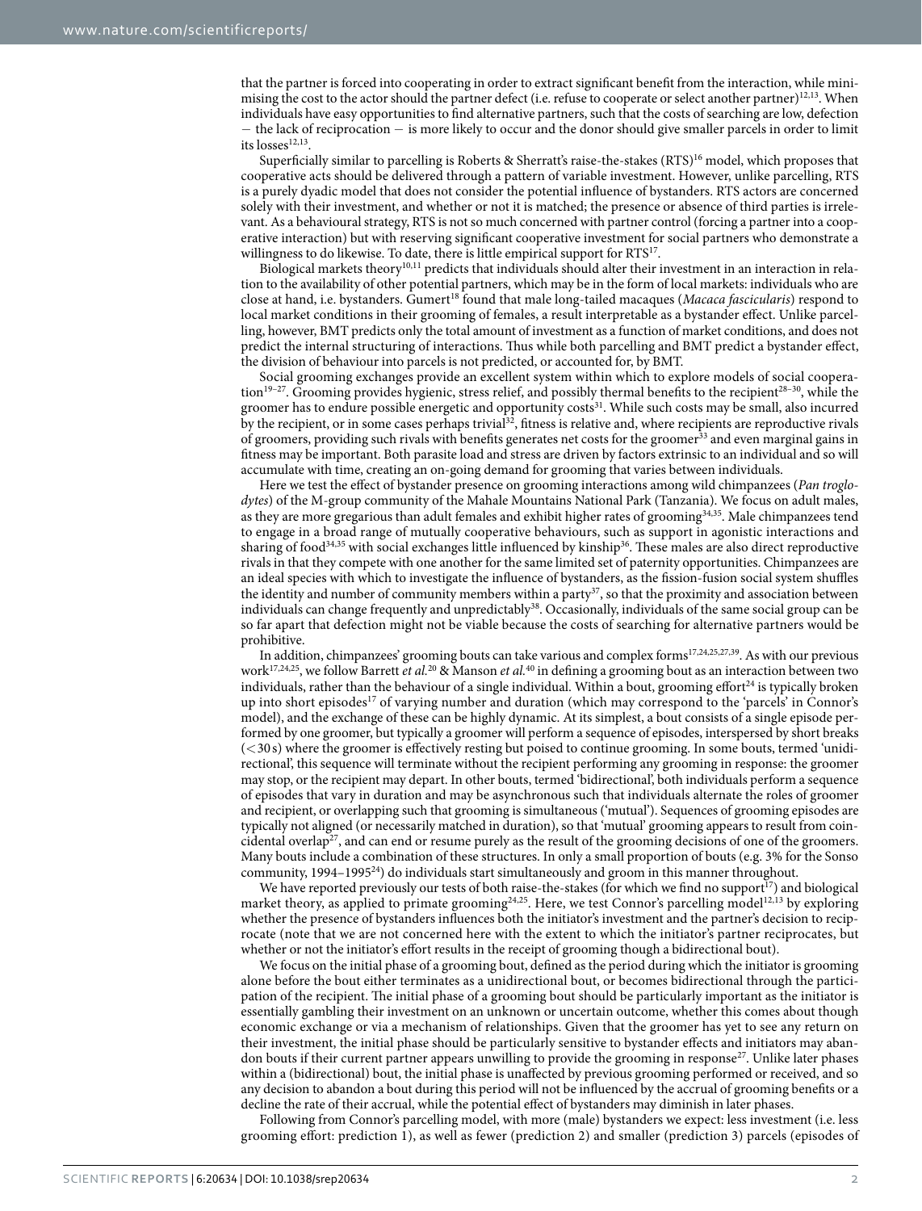that the partner is forced into cooperating in order to extract significant benefit from the interaction, while minimising the cost to the actor should the partner defect (i.e. refuse to cooperate or select another partner)[12,13]. When individuals have easy opportunities to find alternative partners, such that the costs of searching are low, defection − the lack of reciprocation − is more likely to occur and the donor should give smaller parcels in order to limit its losses[12,13].

Superficially similar to parcelling is Roberts & Sherratt's raise-the-stakes (RTS)[16] model, which proposes that cooperative acts should be delivered through a pattern of variable investment. However, unlike parcelling, RTS is a purely dyadic model that does not consider the potential influence of bystanders. RTS actors are concerned solely with their investment, and whether or not it is matched; the presence or absence of third parties is irrelevant. As a behavioural strategy, RTS is not so much concerned with partner control (forcing a partner into a cooperative interaction) but with reserving significant cooperative investment for social partners who demonstrate a willingness to do likewise. To date, there is little empirical support for RTS[17].

Biological markets theory[10,11] predicts that individuals should alter their investment in an interaction in relation to the availability of other potential partners, which may be in the form of local markets: individuals who are close at hand, i.e. bystanders. Gumert[18] found that male long-tailed macaques (*Macaca fascicularis*) respond to local market conditions in their grooming of females, a result interpretable as a bystander effect. Unlike parcelling, however, BMT predicts only the total amount of investment as a function of market conditions, and does not predict the internal structuring of interactions. Thus while both parcelling and BMT predict a bystander effect, the division of behaviour into parcels is not predicted, or accounted for, by BMT.

Social grooming exchanges provide an excellent system within which to explore models of social cooperation[19–27]. Grooming provides hygienic, stress relief, and possibly thermal benefits to the recipient[28–30], while the groomer has to endure possible energetic and opportunity costs[31]. While such costs may be small, also incurred by the recipient, or in some cases perhaps trivial[32], fitness is relative and, where recipients are reproductive rivals of groomers, providing such rivals with benefits generates net costs for the groomer[33] and even marginal gains in fitness may be important. Both parasite load and stress are driven by factors extrinsic to an individual and so will accumulate with time, creating an on-going demand for grooming that varies between individuals.

Here we test the effect of bystander presence on grooming interactions among wild chimpanzees (*Pan troglodytes*) of the M-group community of the Mahale Mountains National Park (Tanzania). We focus on adult males, as they are more gregarious than adult females and exhibit higher rates of grooming[34,35]. Male chimpanzees tend to engage in a broad range of mutually cooperative behaviours, such as support in agonistic interactions and sharing of food[34,35] with social exchanges little influenced by kinship[36]. These males are also direct reproductive rivals in that they compete with one another for the same limited set of paternity opportunities. Chimpanzees are an ideal species with which to investigate the influence of bystanders, as the fission-fusion social system shuffles the identity and number of community members within a party[37], so that the proximity and association between individuals can change frequently and unpredictably[38]. Occasionally, individuals of the same social group can be so far apart that defection might not be viable because the costs of searching for alternative partners would be prohibitive.

In addition, chimpanzees' grooming bouts can take various and complex forms[17,24,25,27,39]. As with our previous work[17,24,25], we follow Barrett *et al.*[20] & Manson *et al.*[40] in defining a grooming bout as an interaction between two individuals, rather than the behaviour of a single individual. Within a bout, grooming effort[24] is typically broken up into short episodes[17] of varying number and duration (which may correspond to the 'parcels' in Connor's model), and the exchange of these can be highly dynamic. At its simplest, a bout consists of a single episode performed by one groomer, but typically a groomer will perform a sequence of episodes, interspersed by short breaks (<30 s) where the groomer is effectively resting but poised to continue grooming. In some bouts, termed 'unidirectional', this sequence will terminate without the recipient performing any grooming in response: the groomer may stop, or the recipient may depart. In other bouts, termed 'bidirectional', both individuals perform a sequence of episodes that vary in duration and may be asynchronous such that individuals alternate the roles of groomer and recipient, or overlapping such that grooming is simultaneous ('mutual'). Sequences of grooming episodes are typically not aligned (or necessarily matched in duration), so that 'mutual' grooming appears to result from coincidental overlap[27], and can end or resume purely as the result of the grooming decisions of one of the groomers. Many bouts include a combination of these structures. In only a small proportion of bouts (e.g. 3% for the Sonso community, 1994–1995[24]) do individuals start simultaneously and groom in this manner throughout.

We have reported previously our tests of both raise-the-stakes (for which we find no support[17]) and biological market theory, as applied to primate grooming[24,25]. Here, we test Connor's parcelling model[12,13] by exploring whether the presence of bystanders influences both the initiator's investment and the partner's decision to reciprocate (note that we are not concerned here with the extent to which the initiator's partner reciprocates, but whether or not the initiator's effort results in the receipt of grooming though a bidirectional bout).

We focus on the initial phase of a grooming bout, defined as the period during which the initiator is grooming alone before the bout either terminates as a unidirectional bout, or becomes bidirectional through the participation of the recipient. The initial phase of a grooming bout should be particularly important as the initiator is essentially gambling their investment on an unknown or uncertain outcome, whether this comes about though economic exchange or via a mechanism of relationships. Given that the groomer has yet to see any return on their investment, the initial phase should be particularly sensitive to bystander effects and initiators may abandon bouts if their current partner appears unwilling to provide the grooming in response[27]. Unlike later phases within a (bidirectional) bout, the initial phase is unaffected by previous grooming performed or received, and so any decision to abandon a bout during this period will not be influenced by the accrual of grooming benefits or a decline the rate of their accrual, while the potential effect of bystanders may diminish in later phases.

Following from Connor's parcelling model, with more (male) bystanders we expect: less investment (i.e. less grooming effort: prediction 1), as well as fewer (prediction 2) and smaller (prediction 3) parcels (episodes of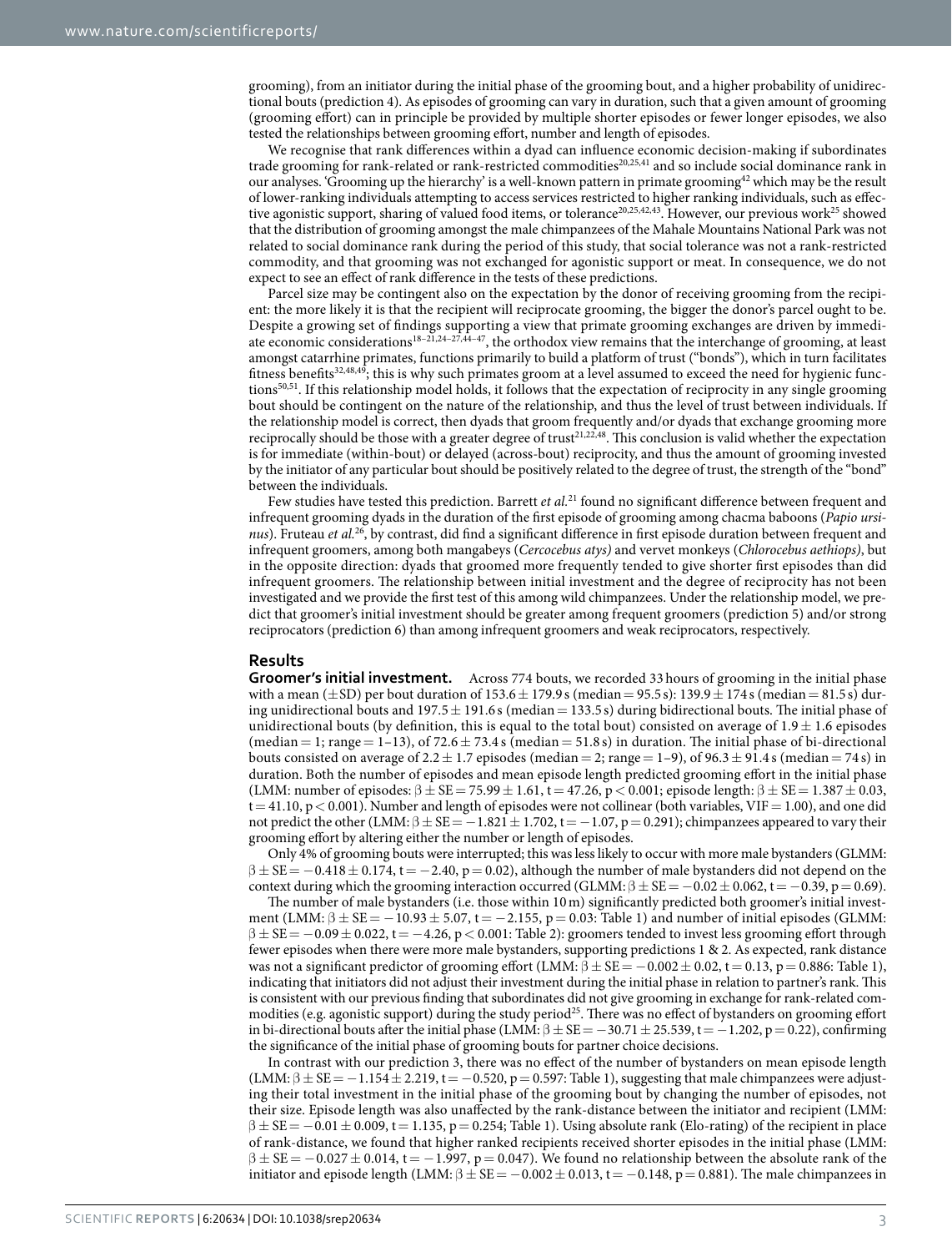grooming), from an initiator during the initial phase of the grooming bout, and a higher probability of unidirectional bouts (prediction 4). As episodes of grooming can vary in duration, such that a given amount of grooming (grooming effort) can in principle be provided by multiple shorter episodes or fewer longer episodes, we also tested the relationships between grooming effort, number and length of episodes.

We recognise that rank differences within a dyad can influence economic decision-making if subordinates trade grooming for rank-related or rank-restricted commodities[20,25,41] and so include social dominance rank in our analyses. 'Grooming up the hierarchy' is a well-known pattern in primate grooming[42] which may be the result of lower-ranking individuals attempting to access services restricted to higher ranking individuals, such as effective agonistic support, sharing of valued food items, or tolerance[20,25,42,43]. However, our previous work[25] showed that the distribution of grooming amongst the male chimpanzees of the Mahale Mountains National Park was not related to social dominance rank during the period of this study, that social tolerance was not a rank-restricted commodity, and that grooming was not exchanged for agonistic support or meat. In consequence, we do not expect to see an effect of rank difference in the tests of these predictions.

Parcel size may be contingent also on the expectation by the donor of receiving grooming from the recipient: the more likely it is that the recipient will reciprocate grooming, the bigger the donor's parcel ought to be. Despite a growing set of findings supporting a view that primate grooming exchanges are driven by immediate economic considerations[18–21,24–27,44–47], the orthodox view remains that the interchange of grooming, at least amongst catarrhine primates, functions primarily to build a platform of trust ("bonds"), which in turn facilitates fitness benefits[32,48,49]; this is why such primates groom at a level assumed to exceed the need for hygienic functions[50,51]. If this relationship model holds, it follows that the expectation of reciprocity in any single grooming bout should be contingent on the nature of the relationship, and thus the level of trust between individuals. If the relationship model is correct, then dyads that groom frequently and/or dyads that exchange grooming more reciprocally should be those with a greater degree of trust[21,22,48]. This conclusion is valid whether the expectation is for immediate (within-bout) or delayed (across-bout) reciprocity, and thus the amount of grooming invested by the initiator of any particular bout should be positively related to the degree of trust, the strength of the "bond" between the individuals.

Few studies have tested this prediction. Barrett *et al.*[21] found no significant difference between frequent and infrequent grooming dyads in the duration of the first episode of grooming among chacma baboons (*Papio ursinus*). Fruteau *et al.*[26], by contrast, did find a significant difference in first episode duration between frequent and infrequent groomers, among both mangabeys (*Cercocebus atys)* and vervet monkeys (*Chlorocebus aethiops)*, but in the opposite direction: dyads that groomed more frequently tended to give shorter first episodes than did infrequent groomers. The relationship between initial investment and the degree of reciprocity has not been investigated and we provide the first test of this among wild chimpanzees. Under the relationship model, we predict that groomer's initial investment should be greater among frequent groomers (prediction 5) and/or strong reciprocators (prediction 6) than among infrequent groomers and weak reciprocators, respectively.

## Results

**Groomer's initial investment.** Across 774 bouts, we recorded 33 hours of grooming in the initial phase with a mean (±SD) per bout duration of 153.6 ± 179.9 s (median = 95.5 s): 139.9 ± 174 s (median = 81.5 s) during unidirectional bouts and 197.5 ± 191.6 s (median = 133.5 s) during bidirectional bouts. The initial phase of unidirectional bouts (by definition, this is equal to the total bout) consisted on average of 1.9 ± 1.6 episodes (median = 1; range = 1–13), of 72.6 ± 73.4 s (median = 51.8 s) in duration. The initial phase of bi-directional bouts consisted on average of 2.2 ± 1.7 episodes (median = 2; range = 1–9), of 96.3 ± 91.4 s (median = 74 s) in duration. Both the number of episodes and mean episode length predicted grooming effort in the initial phase (LMM: number of episodes: $\beta \pm SE = 75.99 \pm 1.61$, $t = 47.26$, $p < 0.001$; episode length: $\beta \pm SE = 1.387 \pm 0.03$, $t = 41.10$, $p < 0.001$). Number and length of episodes were not collinear (both variables, VIF = 1.00), and one did not predict the other (LMM: $\beta \pm SE = -1.821 \pm 1.702$, $t = -1.07$, $p = 0.291$); chimpanzees appeared to vary their grooming effort by altering either the number or length of episodes.

Only 4% of grooming bouts were interrupted; this was less likely to occur with more male bystanders (GLMM: $\beta \pm SE = -0.418 \pm 0.174$, $t = -2.40$, $p = 0.02$), although the number of male bystanders did not depend on the context during which the grooming interaction occurred (GLMM: $\beta \pm SE = -0.02 \pm 0.062$, $t = -0.39$, $p = 0.69$).

The number of male bystanders (i.e. those within 10 m) significantly predicted both groomer's initial investment (LMM: $\beta \pm SE = -10.93 \pm 5.07$, $t = -2.155$, $p = 0.03$: Table 1) and number of initial episodes (GLMM: $\beta \pm SE = -0.09 \pm 0.022$, $t = -4.26$, $p < 0.001$: Table 2): groomers tended to invest less grooming effort through fewer episodes when there were more male bystanders, supporting predictions 1 & 2. As expected, rank distance was not a significant predictor of grooming effort (LMM: $\beta \pm SE = -0.002 \pm 0.02$, $t = 0.13$, $p = 0.886$: Table 1), indicating that initiators did not adjust their investment during the initial phase in relation to partner's rank. This is consistent with our previous finding that subordinates did not give grooming in exchange for rank-related commodities (e.g. agonistic support) during the study period[25]. There was no effect of bystanders on grooming effort in bi-directional bouts after the initial phase (LMM: $\beta \pm SE = -30.71 \pm 25.539$, $t = -1.202$, $p = 0.22$), confirming the significance of the initial phase of grooming bouts for partner choice decisions.

In contrast with our prediction 3, there was no effect of the number of bystanders on mean episode length (LMM: $\beta \pm SE = -1.154 \pm 2.219$, $t = -0.520$, $p = 0.597$: Table 1), suggesting that male chimpanzees were adjusting their total investment in the initial phase of the grooming bout by changing the number of episodes, not their size. Episode length was also unaffected by the rank-distance between the initiator and recipient (LMM: $\beta \pm SE = -0.01 \pm 0.009$, $t = 1.135$, $p = 0.254$; Table 1). Using absolute rank (Elo-rating) of the recipient in place of rank-distance, we found that higher ranked recipients received shorter episodes in the initial phase (LMM: $\beta \pm SE = -0.027 \pm 0.014$, $t = -1.997$, $p = 0.047$). We found no relationship between the absolute rank of the initiator and episode length (LMM: $\beta \pm SE = -0.002 \pm 0.013$, $t = -0.148$, $p = 0.881$). The male chimpanzees in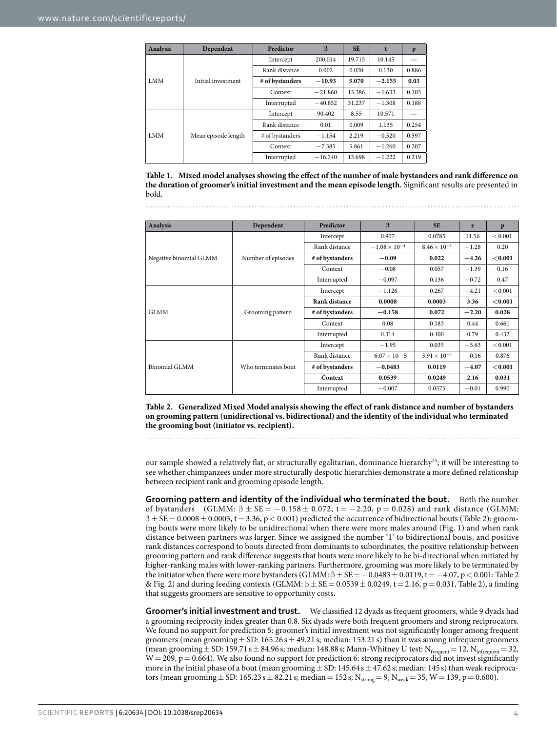| Analysis | Dependent | Predictor | β | SE | t | p |
|---|---|---|---|---|---|---|
| LMM | Initial investment | Intercept | 200.014 | 19.715 | 10.145 | — |
| | | Rank distance | 0.002 | 0.020 | 0.130 | 0.886 |
| | | **# of bystanders** | **−10.93** | **5.070** | **−2.155** | **0.03** |
| | | Context | −21.860 | 13.386 | −1.633 | 0.103 |
| | | Interrupted | −40.852 | 31.237 | −1.308 | 0.188 |
| LMM | Mean episode length | Intercept | 90.402 | 8.55 | 10.571 | — |
| | | Rank distance | 0.01 | 0.009 | 1.135 | 0.254 |
| | | # of bystanders | −1.154 | 2.219 | −0.520 | 0.597 |
| | | Context | −7.385 | 5.861 | −1.260 | 0.207 |
| | | Interrupted | −16.740 | 13.698 | −1.222 | 0.219 |

**Table 1. Mixed model analyses showing the effect of the number of male bystanders and rank difference on the duration of groomer's initial investment and the mean episode length.** Significant results are presented in bold.

| Analysis | Dependent | Predictor | β | SE | z | p |
|---|---|---|---|---|---|---|
| Negative binomial GLMM | Number of episodes | Intercept | 0.907 | 0.0785 | 11.56 | <0.001 |
| | | Rank distance | $-1.08 \times 10^{-4}$ | $8.46 \times 10^{-5}$ | −1.28 | 0.20 |
| | | **# of bystanders** | **−0.09** | **0.022** | **−4.26** | **<0.001** |
| | | Context | −0.08 | 0.057 | −1.39 | 0.16 |
| | | Interrupted | −0.097 | 0.136 | −0.72 | 0.47 |
| GLMM | Grooming pattern | Intercept | −1.126 | 0.267 | −4.21 | <0.001 |
| | | **Rank distance** | **0.0008** | **0.0003** | **3.36** | **<0.001** |
| | | **# of bystanders** | **−0.158** | **0.072** | **−2.20** | **0.028** |
| | | Context | 0.08 | 0.183 | 0.44 | 0.661 |
| | | Interrupted | 0.314 | 0.400 | 0.79 | 0.432 |
| Binomial GLMM | Who terminates bout | Intercept | −1.95 | 0.035 | −5.63 | <0.001 |
| | | Rank distance | −6.07 × 10−5 | $3.91 \times 10^{-4}$ | −0.16 | 0.876 |
| | | **# of bystanders** | **−0.0483** | **0.0119** | **−4.07** | **<0.001** |
| | | **Context** | **0.0539** | **0.0249** | **2.16** | **0.031** |
| | | Interrupted | −0.007 | 0.0575 | −0.01 | 0.990 |

**Table 2. Generalized Mixed Model analysis showing the effect of rank distance and number of bystanders on grooming pattern (unidirectional vs. bidirectional) and the identity of the individual who terminated the grooming bout (initiator vs. recipient).**

our sample showed a relatively flat, or structurally egalitarian, dominance hierarchy[25]; it will be interesting to see whether chimpanzees under more structurally despotic hierarchies demonstrate a more defined relationship between recipient rank and grooming episode length.

**Grooming pattern and identity of the individual who terminated the bout.** Both the number of bystanders (GLMM: $\beta \pm SE = -0.158 \pm 0.072$, $t = -2.20$, $p = 0.028$) and rank distance (GLMM: $\beta \pm SE = 0.0008 \pm 0.0003$, $t = 3.36$, $p < 0.001$) predicted the occurrence of bidirectional bouts (Table 2): grooming bouts were more likely to be unidirectional when there were more males around (Fig. 1) and when rank distance between partners was larger. Since we assigned the number '1' to bidirectional bouts, and positive rank distances correspond to bouts directed from dominants to subordinates, the positive relationship between grooming pattern and rank difference suggests that bouts were more likely to be bi-directional when initiated by higher-ranking males with lower-ranking partners. Furthermore, grooming was more likely to be terminated by the initiator when there were more bystanders (GLMM: $\beta \pm SE = -0.0483 \pm 0.0119$, $t = -4.07$, $p < 0.001$: Table 2 & Fig. 2) and during feeding contexts (GLMM: $\beta \pm SE = 0.0539 \pm 0.0249$, $t = 2.16$, $p = 0.031$, Table 2), a finding that suggests groomers are sensitive to opportunity costs.

**Groomer's initial investment and trust.** We classified 12 dyads as frequent groomers, while 9 dyads had a grooming reciprocity index greater than 0.8. Six dyads were both frequent groomers and strong reciprocators. We found no support for prediction 5: groomer's initial investment was not significantly longer among frequent groomers (mean grooming ± SD: 165.26 s ± 49.21 s; median: 153.21 s) than it was among infrequent groomers (mean grooming ± SD: 159.71 s ± 84.96 s; median: 148.88 s; Mann-Whitney U test: $N_{frequent} = 12$, $N_{infrequent} = 32$, $W = 209$, $p = 0.664$). We also found no support for prediction 6: strong reciprocators did not invest significantly more in the initial phase of a bout (mean grooming ± SD: 145.64 s ± 47.62 s; median: 145 s) than weak reciprocators (mean grooming ± SD: 165.23 s ± 82.21 s; median = 152 s; $N_{strong} = 9$, $N_{weak} = 35$, $W = 139$, $p = 0.600$).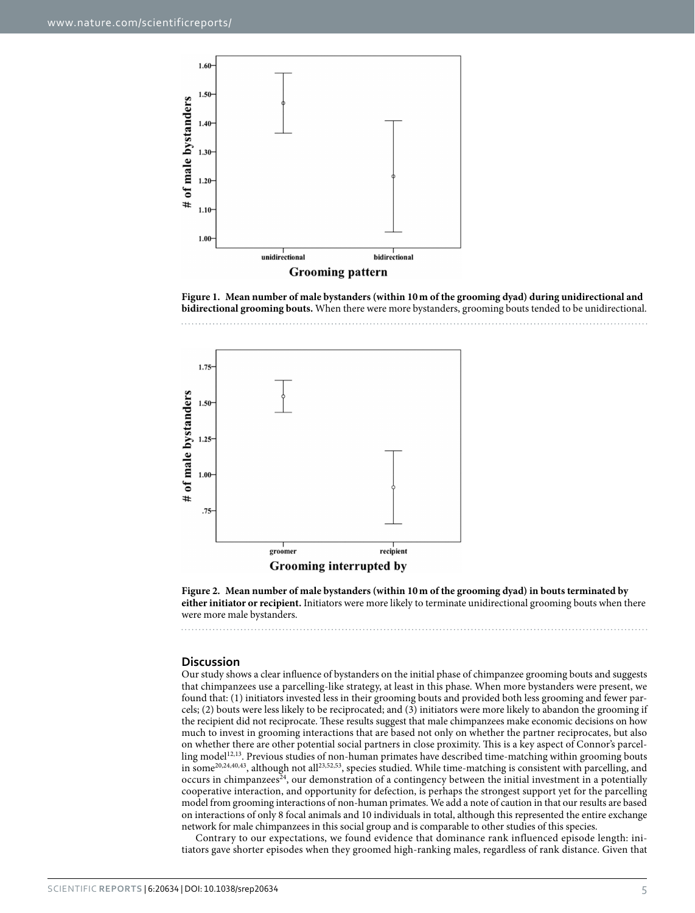**Figure 1. Mean number of male bystanders (within 10 m of the grooming dyad) during unidirectional and bidirectional grooming bouts.** When there were more bystanders, grooming bouts tended to be unidirectional.

**Figure 2. Mean number of male bystanders (within 10 m of the grooming dyad) in bouts terminated by either initiator or recipient.** Initiators were more likely to terminate unidirectional grooming bouts when there were more male bystanders.

## Discussion

Our study shows a clear influence of bystanders on the initial phase of chimpanzee grooming bouts and suggests that chimpanzees use a parcelling-like strategy, at least in this phase. When more bystanders were present, we found that: (1) initiators invested less in their grooming bouts and provided both less grooming and fewer parcels; (2) bouts were less likely to be reciprocated; and (3) initiators were more likely to abandon the grooming if the recipient did not reciprocate. These results suggest that male chimpanzees make economic decisions on how much to invest in grooming interactions that are based not only on whether the partner reciprocates, but also on whether there are other potential social partners in close proximity. This is a key aspect of Connor's parcelling model[12,13]. Previous studies of non-human primates have described time-matching within grooming bouts in some[20,24,40,43], although not all[23,52,53], species studied. While time-matching is consistent with parcelling, and occurs in chimpanzees[24], our demonstration of a contingency between the initial investment in a potentially cooperative interaction, and opportunity for defection, is perhaps the strongest support yet for the parcelling model from grooming interactions of non-human primates. We add a note of caution in that our results are based on interactions of only 8 focal animals and 10 individuals in total, although this represented the entire exchange network for male chimpanzees in this social group and is comparable to other studies of this species.

Contrary to our expectations, we found evidence that dominance rank influenced episode length: initiators gave shorter episodes when they groomed high-ranking males, regardless of rank distance. Given that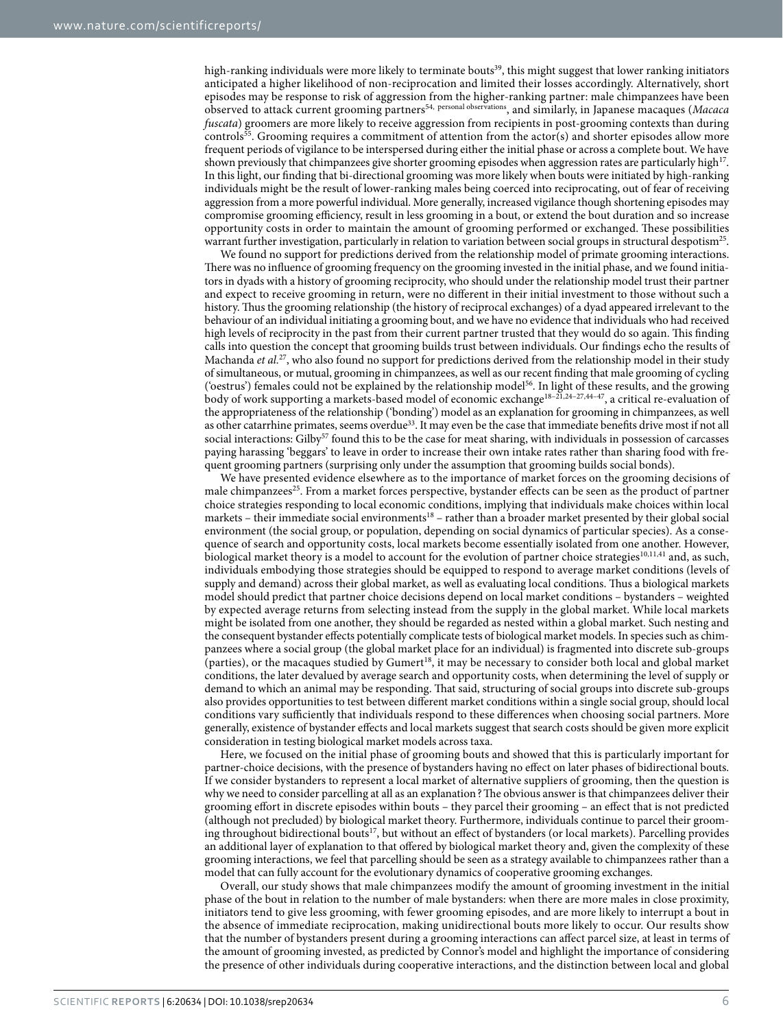high-ranking individuals were more likely to terminate bouts[39], this might suggest that lower ranking initiators anticipated a higher likelihood of non-reciprocation and limited their losses accordingly. Alternatively, short episodes may be response to risk of aggression from the higher-ranking partner: male chimpanzees have been observed to attack current grooming partners[54, personal observations], and similarly, in Japanese macaques (*Macaca fuscata*) groomers are more likely to receive aggression from recipients in post-grooming contexts than during controls[55]. Grooming requires a commitment of attention from the actor(s) and shorter episodes allow more frequent periods of vigilance to be interspersed during either the initial phase or across a complete bout. We have shown previously that chimpanzees give shorter grooming episodes when aggression rates are particularly high[17]. In this light, our finding that bi-directional grooming was more likely when bouts were initiated by high-ranking individuals might be the result of lower-ranking males being coerced into reciprocating, out of fear of receiving aggression from a more powerful individual. More generally, increased vigilance though shortening episodes may compromise grooming efficiency, result in less grooming in a bout, or extend the bout duration and so increase opportunity costs in order to maintain the amount of grooming performed or exchanged. These possibilities warrant further investigation, particularly in relation to variation between social groups in structural despotism[25].

We found no support for predictions derived from the relationship model of primate grooming interactions. There was no influence of grooming frequency on the grooming invested in the initial phase, and we found initiators in dyads with a history of grooming reciprocity, who should under the relationship model trust their partner and expect to receive grooming in return, were no different in their initial investment to those without such a history. Thus the grooming relationship (the history of reciprocal exchanges) of a dyad appeared irrelevant to the behaviour of an individual initiating a grooming bout, and we have no evidence that individuals who had received high levels of reciprocity in the past from their current partner trusted that they would do so again. This finding calls into question the concept that grooming builds trust between individuals. Our findings echo the results of Machanda *et al.*[27], who also found no support for predictions derived from the relationship model in their study of simultaneous, or mutual, grooming in chimpanzees, as well as our recent finding that male grooming of cycling ('oestrus') females could not be explained by the relationship model[56]. In light of these results, and the growing body of work supporting a markets-based model of economic exchange[18–21,24–27,44–47], a critical re-evaluation of the appropriateness of the relationship ('bonding') model as an explanation for grooming in chimpanzees, as well as other catarrhine primates, seems overdue[33]. It may even be the case that immediate benefits drive most if not all social interactions: Gilby[57] found this to be the case for meat sharing, with individuals in possession of carcasses paying harassing 'beggars' to leave in order to increase their own intake rates rather than sharing food with frequent grooming partners (surprising only under the assumption that grooming builds social bonds).

We have presented evidence elsewhere as to the importance of market forces on the grooming decisions of male chimpanzees[25]. From a market forces perspective, bystander effects can be seen as the product of partner choice strategies responding to local economic conditions, implying that individuals make choices within local markets – their immediate social environments[18] – rather than a broader market presented by their global social environment (the social group, or population, depending on social dynamics of particular species). As a consequence of search and opportunity costs, local markets become essentially isolated from one another. However, biological market theory is a model to account for the evolution of partner choice strategies[10,11,41] and, as such, individuals embodying those strategies should be equipped to respond to average market conditions (levels of supply and demand) across their global market, as well as evaluating local conditions. Thus a biological markets model should predict that partner choice decisions depend on local market conditions – bystanders – weighted by expected average returns from selecting instead from the supply in the global market. While local markets might be isolated from one another, they should be regarded as nested within a global market. Such nesting and the consequent bystander effects potentially complicate tests of biological market models. In species such as chimpanzees where a social group (the global market place for an individual) is fragmented into discrete sub-groups (parties), or the macaques studied by Gumert[18], it may be necessary to consider both local and global market conditions, the later devalued by average search and opportunity costs, when determining the level of supply or demand to which an animal may be responding. That said, structuring of social groups into discrete sub-groups also provides opportunities to test between different market conditions within a single social group, should local conditions vary sufficiently that individuals respond to these differences when choosing social partners. More generally, existence of bystander effects and local markets suggest that search costs should be given more explicit consideration in testing biological market models across taxa.

Here, we focused on the initial phase of grooming bouts and showed that this is particularly important for partner-choice decisions, with the presence of bystanders having no effect on later phases of bidirectional bouts. If we consider bystanders to represent a local market of alternative suppliers of grooming, then the question is why we need to consider parcelling at all as an explanation? The obvious answer is that chimpanzees deliver their grooming effort in discrete episodes within bouts – they parcel their grooming – an effect that is not predicted (although not precluded) by biological market theory. Furthermore, individuals continue to parcel their grooming throughout bidirectional bouts[17], but without an effect of bystanders (or local markets). Parcelling provides an additional layer of explanation to that offered by biological market theory and, given the complexity of these grooming interactions, we feel that parcelling should be seen as a strategy available to chimpanzees rather than a model that can fully account for the evolutionary dynamics of cooperative grooming exchanges.

Overall, our study shows that male chimpanzees modify the amount of grooming investment in the initial phase of the bout in relation to the number of male bystanders: when there are more males in close proximity, initiators tend to give less grooming, with fewer grooming episodes, and are more likely to interrupt a bout in the absence of immediate reciprocation, making unidirectional bouts more likely to occur. Our results show that the number of bystanders present during a grooming interactions can affect parcel size, at least in terms of the amount of grooming invested, as predicted by Connor's model and highlight the importance of considering the presence of other individuals during cooperative interactions, and the distinction between local and global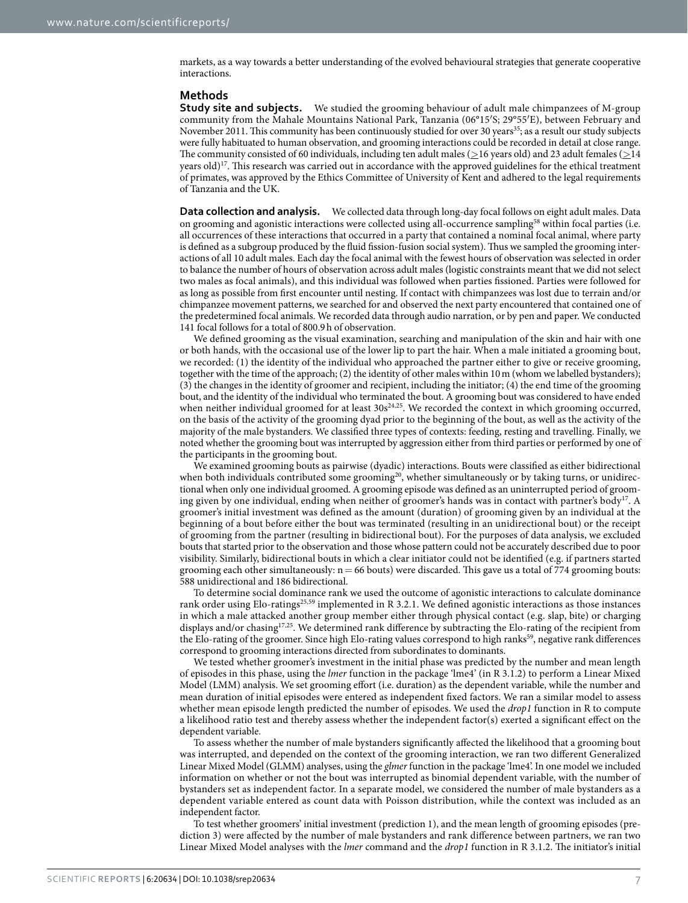markets, as a way towards a better understanding of the evolved behavioural strategies that generate cooperative interactions.

## Methods

**Study site and subjects.** We studied the grooming behaviour of adult male chimpanzees of M-group community from the Mahale Mountains National Park, Tanzania (06°15′S; 29°55′E), between February and November 2011. This community has been continuously studied for over 30 years[35]; as a result our study subjects were fully habituated to human observation, and grooming interactions could be recorded in detail at close range. The community consisted of 60 individuals, including ten adult males (≥16 years old) and 23 adult females (≥14 years old)[17]. This research was carried out in accordance with the approved guidelines for the ethical treatment of primates, was approved by the Ethics Committee of University of Kent and adhered to the legal requirements of Tanzania and the UK.

**Data collection and analysis.** We collected data through long-day focal follows on eight adult males. Data on grooming and agonistic interactions were collected using all-occurrence sampling[58] within focal parties (i.e. all occurrences of these interactions that occurred in a party that contained a nominal focal animal, where party is defined as a subgroup produced by the fluid fission-fusion social system). Thus we sampled the grooming interactions of all 10 adult males. Each day the focal animal with the fewest hours of observation was selected in order to balance the number of hours of observation across adult males (logistic constraints meant that we did not select two males as focal animals), and this individual was followed when parties fissioned. Parties were followed for as long as possible from first encounter until nesting. If contact with chimpanzees was lost due to terrain and/or chimpanzee movement patterns, we searched for and observed the next party encountered that contained one of the predetermined focal animals. We recorded data through audio narration, or by pen and paper. We conducted 141 focal follows for a total of 800.9 h of observation.

We defined grooming as the visual examination, searching and manipulation of the skin and hair with one or both hands, with the occasional use of the lower lip to part the hair. When a male initiated a grooming bout, we recorded: (1) the identity of the individual who approached the partner either to give or receive grooming, together with the time of the approach; (2) the identity of other males within 10 m (whom we labelled bystanders); (3) the changes in the identity of groomer and recipient, including the initiator; (4) the end time of the grooming bout, and the identity of the individual who terminated the bout. A grooming bout was considered to have ended when neither individual groomed for at least 30s[24,25]. We recorded the context in which grooming occurred, on the basis of the activity of the grooming dyad prior to the beginning of the bout, as well as the activity of the majority of the male bystanders. We classified three types of contexts: feeding, resting and travelling. Finally, we noted whether the grooming bout was interrupted by aggression either from third parties or performed by one of the participants in the grooming bout.

We examined grooming bouts as pairwise (dyadic) interactions. Bouts were classified as either bidirectional when both individuals contributed some grooming[20], whether simultaneously or by taking turns, or unidirectional when only one individual groomed. A grooming episode was defined as an uninterrupted period of grooming given by one individual, ending when neither of groomer's hands was in contact with partner's body[17]. A groomer's initial investment was defined as the amount (duration) of grooming given by an individual at the beginning of a bout before either the bout was terminated (resulting in an unidirectional bout) or the receipt of grooming from the partner (resulting in bidirectional bout). For the purposes of data analysis, we excluded bouts that started prior to the observation and those whose pattern could not be accurately described due to poor visibility. Similarly, bidirectional bouts in which a clear initiator could not be identified (e.g. if partners started grooming each other simultaneously: n = 66 bouts) were discarded. This gave us a total of 774 grooming bouts: 588 unidirectional and 186 bidirectional.

To determine social dominance rank we used the outcome of agonistic interactions to calculate dominance rank order using Elo-ratings[25,59] implemented in R 3.2.1. We defined agonistic interactions as those instances in which a male attacked another group member either through physical contact (e.g. slap, bite) or charging displays and/or chasing[17,25]. We determined rank difference by subtracting the Elo-rating of the recipient from the Elo-rating of the groomer. Since high Elo-rating values correspond to high ranks[59], negative rank differences correspond to grooming interactions directed from subordinates to dominants.

We tested whether groomer's investment in the initial phase was predicted by the number and mean length of episodes in this phase, using the *lmer* function in the package 'lme4' (in R 3.1.2) to perform a Linear Mixed Model (LMM) analysis. We set grooming effort (i.e. duration) as the dependent variable, while the number and mean duration of initial episodes were entered as independent fixed factors. We ran a similar model to assess whether mean episode length predicted the number of episodes. We used the *drop1* function in R to compute a likelihood ratio test and thereby assess whether the independent factor(s) exerted a significant effect on the dependent variable.

To assess whether the number of male bystanders significantly affected the likelihood that a grooming bout was interrupted, and depended on the context of the grooming interaction, we ran two different Generalized Linear Mixed Model (GLMM) analyses, using the *glmer* function in the package 'lme4'. In one model we included information on whether or not the bout was interrupted as binomial dependent variable, with the number of bystanders set as independent factor. In a separate model, we considered the number of male bystanders as a dependent variable entered as count data with Poisson distribution, while the context was included as an independent factor.

To test whether groomers' initial investment (prediction 1), and the mean length of grooming episodes (prediction 3) were affected by the number of male bystanders and rank difference between partners, we ran two Linear Mixed Model analyses with the *lmer* command and the *drop1* function in R 3.1.2. The initiator's initial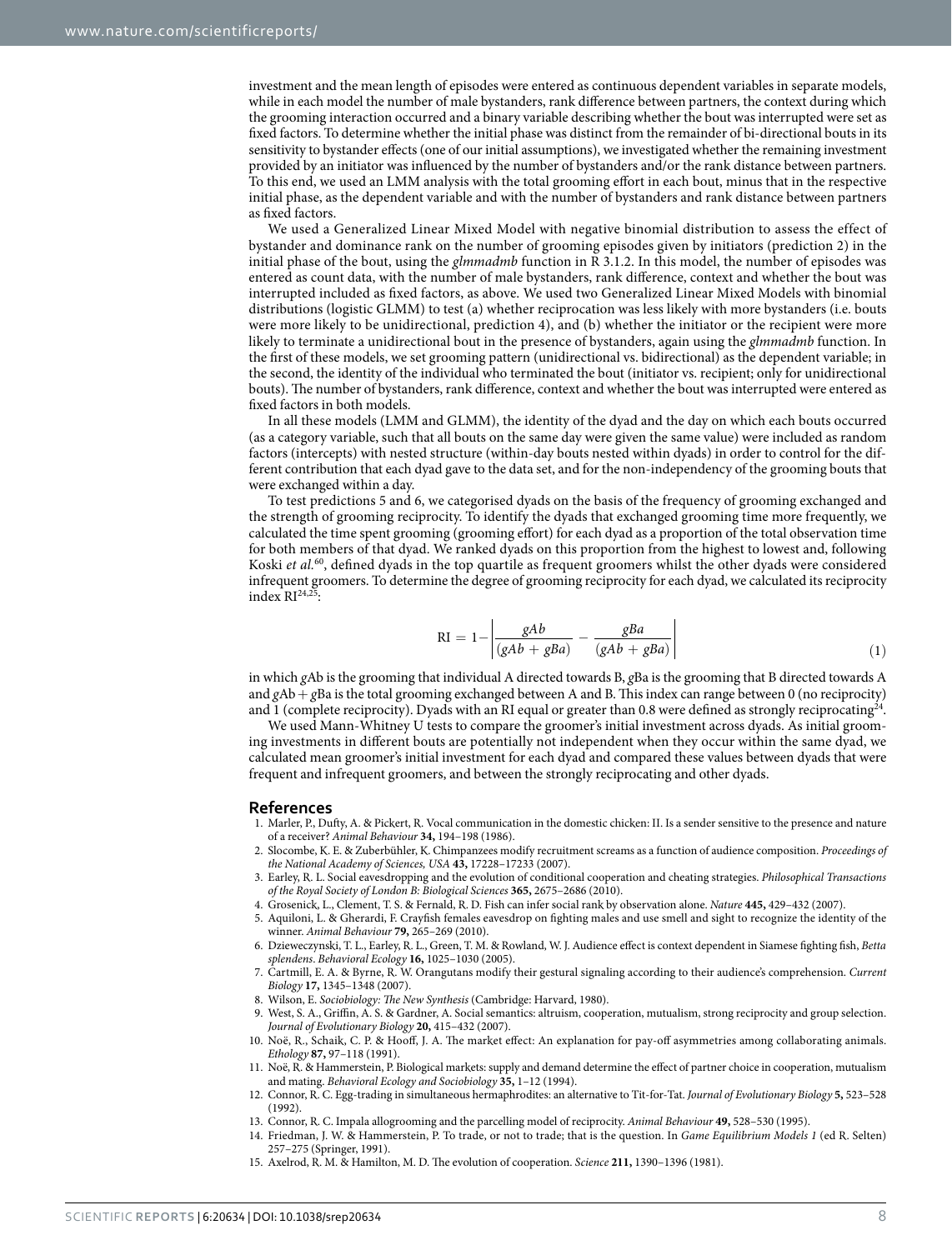investment and the mean length of episodes were entered as continuous dependent variables in separate models, while in each model the number of male bystanders, rank difference between partners, the context during which the grooming interaction occurred and a binary variable describing whether the bout was interrupted were set as fixed factors. To determine whether the initial phase was distinct from the remainder of bi-directional bouts in its sensitivity to bystander effects (one of our initial assumptions), we investigated whether the remaining investment provided by an initiator was influenced by the number of bystanders and/or the rank distance between partners. To this end, we used an LMM analysis with the total grooming effort in each bout, minus that in the respective initial phase, as the dependent variable and with the number of bystanders and rank distance between partners as fixed factors.

We used a Generalized Linear Mixed Model with negative binomial distribution to assess the effect of bystander and dominance rank on the number of grooming episodes given by initiators (prediction 2) in the initial phase of the bout, using the *glmmadmb* function in R 3.1.2. In this model, the number of episodes was entered as count data, with the number of male bystanders, rank difference, context and whether the bout was interrupted included as fixed factors, as above. We used two Generalized Linear Mixed Models with binomial distributions (logistic GLMM) to test (a) whether reciprocation was less likely with more bystanders (i.e. bouts were more likely to be unidirectional, prediction 4), and (b) whether the initiator or the recipient were more likely to terminate a unidirectional bout in the presence of bystanders, again using the *glmmadmb* function. In the first of these models, we set grooming pattern (unidirectional vs. bidirectional) as the dependent variable; in the second, the identity of the individual who terminated the bout (initiator vs. recipient; only for unidirectional bouts). The number of bystanders, rank difference, context and whether the bout was interrupted were entered as fixed factors in both models.

In all these models (LMM and GLMM), the identity of the dyad and the day on which each bouts occurred (as a category variable, such that all bouts on the same day were given the same value) were included as random factors (intercepts) with nested structure (within-day bouts nested within dyads) in order to control for the different contribution that each dyad gave to the data set, and for the non-independency of the grooming bouts that were exchanged within a day.

To test predictions 5 and 6, we categorised dyads on the basis of the frequency of grooming exchanged and the strength of grooming reciprocity. To identify the dyads that exchanged grooming time more frequently, we calculated the time spent grooming (grooming effort) for each dyad as a proportion of the total observation time for both members of that dyad. We ranked dyads on this proportion from the highest to lowest and, following Koski *et al.*[60], defined dyads in the top quartile as frequent groomers whilst the other dyads were considered infrequent groomers. To determine the degree of grooming reciprocity for each dyad, we calculated its reciprocity index RI[24,25]:

$$\mathrm{RI} = 1 - \left| \frac{gAb}{(gAb + gBa)} - \frac{gBa}{(gAb + gBa)} \right| \tag{1}$$

in which $gAb$ is the grooming that individual A directed towards B, $gBa$ is the grooming that B directed towards A and $gAb + gBa$ is the total grooming exchanged between A and B. This index can range between 0 (no reciprocity) and 1 (complete reciprocity). Dyads with an RI equal or greater than 0.8 were defined as strongly reciprocating[24].

We used Mann-Whitney U tests to compare the groomer's initial investment across dyads. As initial grooming investments in different bouts are potentially not independent when they occur within the same dyad, we calculated mean groomer's initial investment for each dyad and compared these values between dyads that were frequent and infrequent groomers, and between the strongly reciprocating and other dyads.

## References

1. Marler, P., Dufty, A. & Pickert, R. Vocal communication in the domestic chicken: II. Is a sender sensitive to the presence and nature of a receiver? *Animal Behaviour* **34,** 194–198 (1986).
2. Slocombe, K. E. & Zuberbühler, K. Chimpanzees modify recruitment screams as a function of audience composition. *Proceedings of the National Academy of Sciences, USA* **43,** 17228–17233 (2007).
3. Earley, R. L. Social eavesdropping and the evolution of conditional cooperation and cheating strategies. *Philosophical Transactions of the Royal Society of London B: Biological Sciences* **365,** 2675–2686 (2010).
4. Grosenick, L., Clement, T. S. & Fernald, R. D. Fish can infer social rank by observation alone. *Nature* **445,** 429–432 (2007).
5. Aquiloni, L. & Gherardi, F. Crayfish females eavesdrop on fighting males and use smell and sight to recognize the identity of the winner. *Animal Behaviour* **79,** 265–269 (2010).
6. Dzieweczynski, T. L., Earley, R. L., Green, T. M. & Rowland, W. J. Audience effect is context dependent in Siamese fighting fish, *Betta splendens*. *Behavioral Ecology* **16,** 1025–1030 (2005).
7. Cartmill, E. A. & Byrne, R. W. Orangutans modify their gestural signaling according to their audience's comprehension. *Current Biology* **17,** 1345–1348 (2007).
8. Wilson, E. *Sociobiology: The New Synthesis* (Cambridge: Harvard, 1980).
9. West, S. A., Griffin, A. S. & Gardner, A. Social semantics: altruism, cooperation, mutualism, strong reciprocity and group selection. *Journal of Evolutionary Biology* **20,** 415–432 (2007).
10. Noë, R., Schaik, C. P. & Hooff, J. A. The market effect: An explanation for pay-off asymmetries among collaborating animals. *Ethology* **87,** 97–118 (1991).
11. Noë, R. & Hammerstein, P. Biological markets: supply and demand determine the effect of partner choice in cooperation, mutualism and mating. *Behavioral Ecology and Sociobiology* **35,** 1–12 (1994).
12. Connor, R. C. Egg-trading in simultaneous hermaphrodites: an alternative to Tit-for-Tat. *Journal of Evolutionary Biology* **5,** 523–528 (1992).
13. Connor, R. C. Impala allogrooming and the parcelling model of reciprocity. *Animal Behaviour* **49,** 528–530 (1995).
14. Friedman, J. W. & Hammerstein, P. To trade, or not to trade; that is the question. In *Game Equilibrium Models 1* (ed R. Selten) 257–275 (Springer, 1991).
15. Axelrod, R. M. & Hamilton, M. D. The evolution of cooperation. *Science* **211,** 1390–1396 (1981).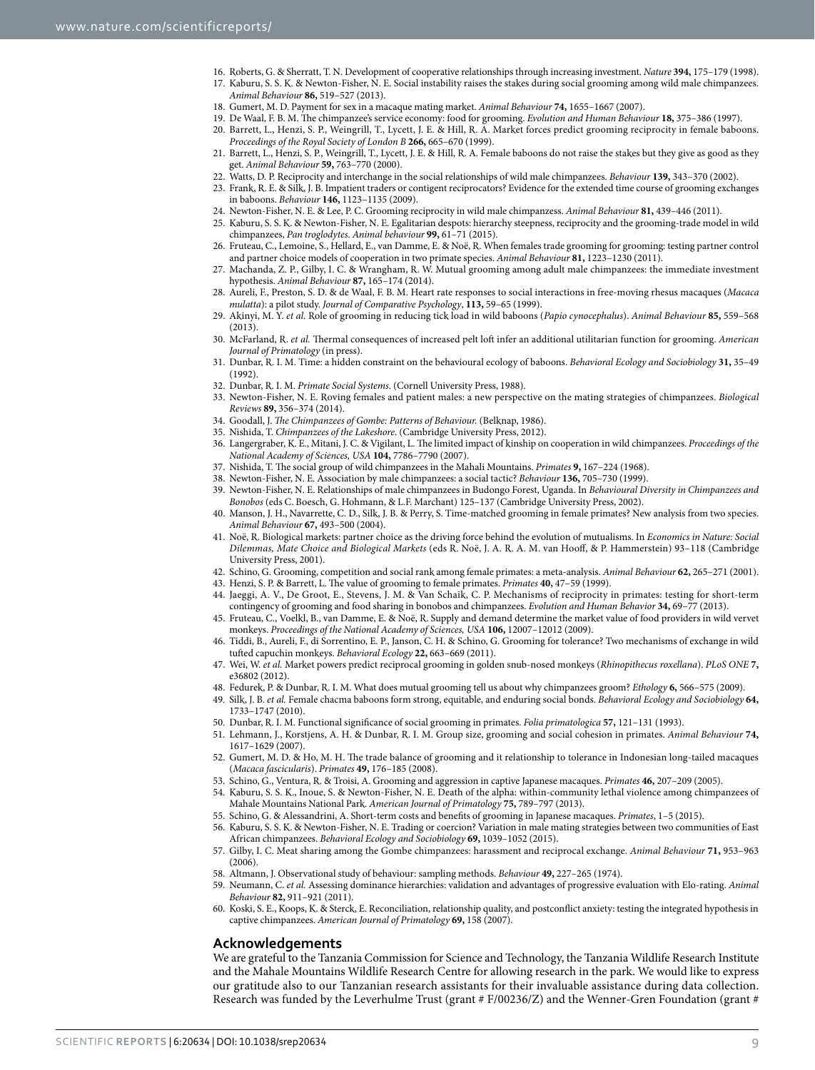16. Roberts, G. & Sherratt, T. N. Development of cooperative relationships through increasing investment. *Nature* **394,** 175–179 (1998).
17. Kaburu, S. S. K. & Newton-Fisher, N. E. Social instability raises the stakes during social grooming among wild male chimpanzees. *Animal Behaviour* **86,** 519–527 (2013).
18. Gumert, M. D. Payment for sex in a macaque mating market. *Animal Behaviour* **74,** 1655–1667 (2007).
19. De Waal, F. B. M. The chimpanzee's service economy: food for grooming. *Evolution and Human Behaviour* **18,** 375–386 (1997).
20. Barrett, L., Henzi, S. P., Weingrill, T., Lycett, J. E. & Hill, R. A. Market forces predict grooming reciprocity in female baboons. *Proceedings of the Royal Society of London B* **266,** 665–670 (1999).
21. Barrett, L., Henzi, S. P., Weingrill, T., Lycett, J. E. & Hill, R. A. Female baboons do not raise the stakes but they give as good as they get. *Animal Behaviour* **59,** 763–770 (2000).
22. Watts, D. P. Reciprocity and interchange in the social relationships of wild male chimpanzees. *Behaviour* **139,** 343–370 (2002).
23. Frank, R. E. & Silk, J. B. Impatient traders or contigent reciprocators? Evidence for the extended time course of grooming exchanges in baboons. *Behaviour* **146,** 1123–1135 (2009).
24. Newton-Fisher, N. E. & Lee, P. C. Grooming reciprocity in wild male chimpanzess. *Animal Behaviour* **81,** 439–446 (2011).
25. Kaburu, S. S. K. & Newton-Fisher, N. E. Egalitarian despots: hierarchy steepness, reciprocity and the grooming-trade model in wild chimpanzees, *Pan troglodytes*. *Animal behaviour* **99,** 61–71 (2015).
26. Fruteau, C., Lemoine, S., Hellard, E., van Damme, E. & Noë, R. When females trade grooming for grooming: testing partner control and partner choice models of cooperation in two primate species. *Animal Behaviour* **81,** 1223–1230 (2011).
27. Machanda, Z. P., Gilby, I. C. & Wrangham, R. W. Mutual grooming among adult male chimpanzees: the immediate investment hypothesis. *Animal Behaviour* **87,** 165–174 (2014).
28. Aureli, F., Preston, S. D. & de Waal, F. B. M. Heart rate responses to social interactions in free-moving rhesus macaques (*Macaca mulatta*): a pilot study. *Journal of Comparative Psychology*, **113,** 59–65 (1999).
29. Akinyi, M. Y. *et al.* Role of grooming in reducing tick load in wild baboons (*Papio cynocephalus*). *Animal Behaviour* **85,** 559–568 (2013).
30. McFarland, R. *et al.* Thermal consequences of increased pelt loft infer an additional utilitarian function for grooming. *American Journal of Primatology* (in press).
31. Dunbar, R. I. M. Time: a hidden constraint on the behavioural ecology of baboons. *Behavioral Ecology and Sociobiology* **31,** 35–49 (1992).
32. Dunbar, R. I. M. *Primate Social Systems*. (Cornell University Press, 1988).
33. Newton-Fisher, N. E. Roving females and patient males: a new perspective on the mating strategies of chimpanzees. *Biological Reviews* **89,** 356–374 (2014).
34. Goodall, J. *The Chimpanzees of Gombe: Patterns of Behaviour.* (Belknap, 1986).
35. Nishida, T. *Chimpanzees of the Lakeshore*. (Cambridge University Press, 2012).
36. Langergraber, K. E., Mitani, J. C. & Vigilant, L. The limited impact of kinship on cooperation in wild chimpanzees. *Proceedings of the National Academy of Sciences, USA* **104,** 7786–7790 (2007).
37. Nishida, T. The social group of wild chimpanzees in the Mahali Mountains. *Primates* **9,** 167–224 (1968).
38. Newton-Fisher, N. E. Association by male chimpanzees: a social tactic? *Behaviour* **136,** 705–730 (1999).
39. Newton-Fisher, N. E. Relationships of male chimpanzees in Budongo Forest, Uganda. In *Behavioural Diversity in Chimpanzees and Bonobos* (eds C. Boesch, G. Hohmann, & L.F. Marchant) 125–137 (Cambridge University Press, 2002).
40. Manson, J. H., Navarrette, C. D., Silk, J. B. & Perry, S. Time-matched grooming in female primates? New analysis from two species. *Animal Behaviour* **67,** 493–500 (2004).
41. Noë, R. Biological markets: partner choice as the driving force behind the evolution of mutualisms. In *Economics in Nature: Social Dilemmas, Mate Choice and Biological Markets* (eds R. Noë, J. A. R. A. M. van Hooff, & P. Hammerstein) 93–118 (Cambridge University Press, 2001).
42. Schino, G. Grooming, competition and social rank among female primates: a meta-analysis. *Animal Behaviour* **62,** 265–271 (2001).
43. Henzi, S. P. & Barrett, L. The value of grooming to female primates. *Primates* **40,** 47–59 (1999).
44. Jaeggi, A. V., De Groot, E., Stevens, J. M. & Van Schaik, C. P. Mechanisms of reciprocity in primates: testing for short-term contingency of grooming and food sharing in bonobos and chimpanzees. *Evolution and Human Behavior* **34,** 69–77 (2013).
45. Fruteau, C., Voelkl, B., van Damme, E. & Noë, R. Supply and demand determine the market value of food providers in wild vervet monkeys. *Proceedings of the National Academy of Sciences, USA* **106,** 12007–12012 (2009).
46. Tiddi, B., Aureli, F., di Sorrentino, E. P., Janson, C. H. & Schino, G. Grooming for tolerance? Two mechanisms of exchange in wild tufted capuchin monkeys. *Behavioral Ecology* **22,** 663–669 (2011).
47. Wei, W. *et al.* Market powers predict reciprocal grooming in golden snub-nosed monkeys (*Rhinopithecus roxellana*). *PLoS ONE* **7,** e36802 (2012).
48. Fedurek, P. & Dunbar, R. I. M. What does mutual grooming tell us about why chimpanzees groom? *Ethology* **6,** 566–575 (2009).
49. Silk, J. B. *et al.* Female chacma baboons form strong, equitable, and enduring social bonds. *Behavioral Ecology and Sociobiology* **64,** 1733–1747 (2010).
50. Dunbar, R. I. M. Functional significance of social grooming in primates. *Folia primatologica* **57,** 121–131 (1993).
51. Lehmann, J., Korstjens, A. H. & Dunbar, R. I. M. Group size, grooming and social cohesion in primates. *Animal Behaviour* **74,** 1617–1629 (2007).
52. Gumert, M. D. & Ho, M. H. The trade balance of grooming and it relationship to tolerance in Indonesian long-tailed macaques (*Macaca fascicularis*). *Primates* **49,** 176–185 (2008).
53. Schino, G., Ventura, R. & Troisi, A. Grooming and aggression in captive Japanese macaques. *Primates* **46,** 207–209 (2005).
54. Kaburu, S. S. K., Inoue, S. & Newton-Fisher, N. E. Death of the alpha: within-community lethal violence among chimpanzees of Mahale Mountains National Park. *American Journal of Primatology* **75,** 789–797 (2013).
55. Schino, G. & Alessandrini, A. Short-term costs and benefits of grooming in Japanese macaques. *Primates*, 1–5 (2015).
56. Kaburu, S. S. K. & Newton-Fisher, N. E. Trading or coercion? Variation in male mating strategies between two communities of East African chimpanzees. *Behavioral Ecology and Sociobiology* **69,** 1039–1052 (2015).
57. Gilby, I. C. Meat sharing among the Gombe chimpanzees: harassment and reciprocal exchange. *Animal Behaviour* **71,** 953–963 (2006).
58. Altmann, J. Observational study of behaviour: sampling methods. *Behaviour* **49,** 227–265 (1974).
59. Neumann, C. *et al.* Assessing dominance hierarchies: validation and advantages of progressive evaluation with Elo-rating. *Animal Behaviour* **82,** 911–921 (2011).
60. Koski, S. E., Koops, K. & Sterck, E. Reconciliation, relationship quality, and postconflict anxiety: testing the integrated hypothesis in captive chimpanzees. *American Journal of Primatology* **69,** 158 (2007).

## Acknowledgements

We are grateful to the Tanzania Commission for Science and Technology, the Tanzania Wildlife Research Institute and the Mahale Mountains Wildlife Research Centre for allowing research in the park. We would like to express our gratitude also to our Tanzanian research assistants for their invaluable assistance during data collection. Research was funded by the Leverhulme Trust (grant # F/00236/Z) and the Wenner-Gren Foundation (grant #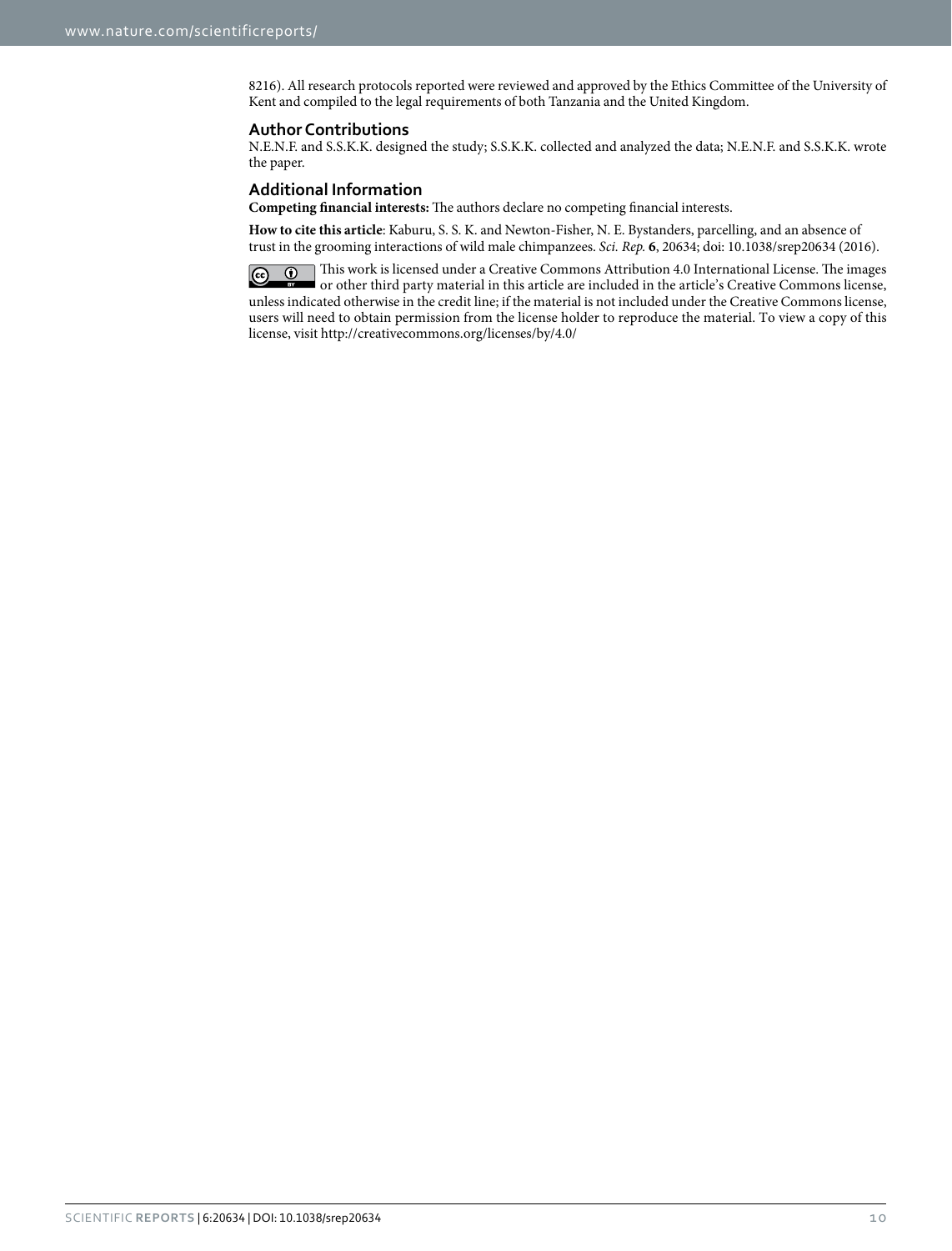8216). All research protocols reported were reviewed and approved by the Ethics Committee of the University of Kent and compiled to the legal requirements of both Tanzania and the United Kingdom.

## Author Contributions

N.E.N.F. and S.S.K.K. designed the study; S.S.K.K. collected and analyzed the data; N.E.N.F. and S.S.K.K. wrote the paper.

## Additional Information

**Competing financial interests:** The authors declare no competing financial interests.

**How to cite this article**: Kaburu, S. S. K. and Newton-Fisher, N. E. Bystanders, parcelling, and an absence of trust in the grooming interactions of wild male chimpanzees. *Sci. Rep.* **6**, 20634; doi: 10.1038/srep20634 (2016).

This work is licensed under a Creative Commons Attribution 4.0 International License. The images or other third party material in this article are included in the article's Creative Commons license, unless indicated otherwise in the credit line; if the material is not included under the Creative Commons license, users will need to obtain permission from the license holder to reproduce the material. To view a copy of this license, visit http://creativecommons.org/licenses/by/4.0/